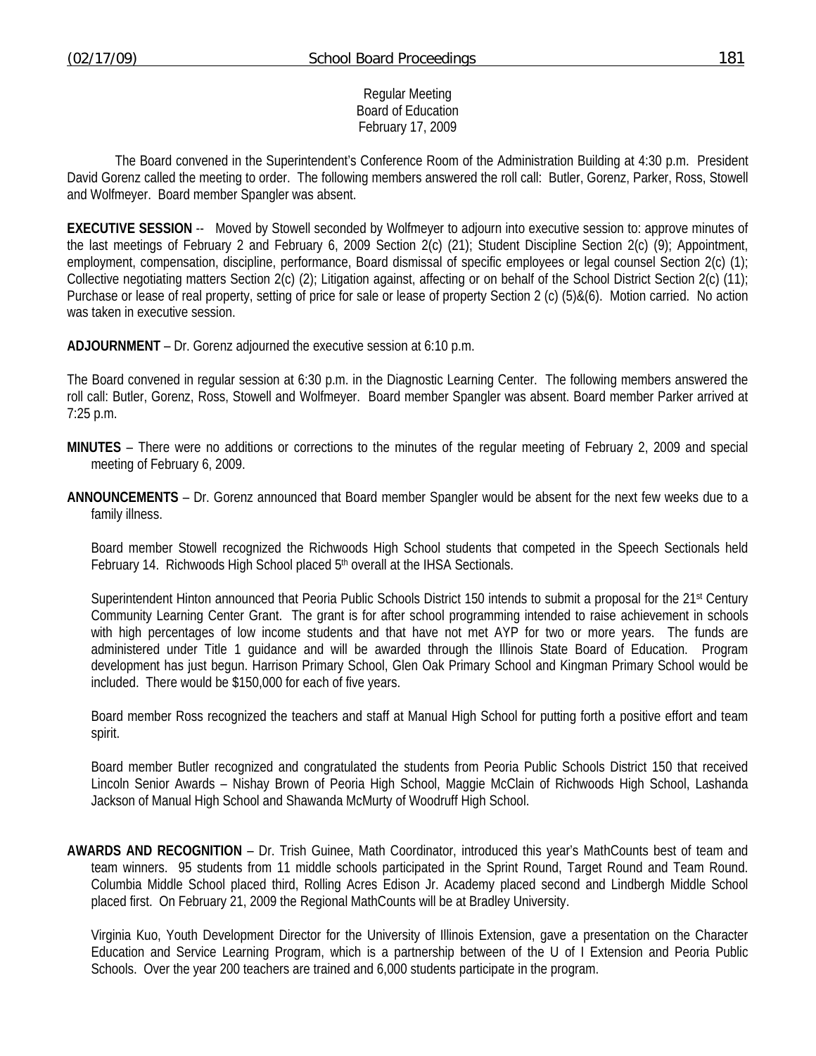Regular Meeting
Board of Education
February 17, 2009

The Board convened in the Superintendent's Conference Room of the Administration Building at 4:30 p.m. President David Gorenz called the meeting to order. The following members answered the roll call: Butler, Gorenz, Parker, Ross, Stowell and Wolfmeyer. Board member Spangler was absent.

**EXECUTIVE SESSION** -- Moved by Stowell seconded by Wolfmeyer to adjourn into executive session to: approve minutes of the last meetings of February 2 and February 6, 2009 Section 2(c) (21); Student Discipline Section 2(c) (9); Appointment, employment, compensation, discipline, performance, Board dismissal of specific employees or legal counsel Section 2(c) (1); Collective negotiating matters Section 2(c) (2); Litigation against, affecting or on behalf of the School District Section 2(c) (11); Purchase or lease of real property, setting of price for sale or lease of property Section 2 (c) (5)&(6). Motion carried. No action was taken in executive session.

**ADJOURNMENT** – Dr. Gorenz adjourned the executive session at 6:10 p.m.

The Board convened in regular session at 6:30 p.m. in the Diagnostic Learning Center. The following members answered the roll call: Butler, Gorenz, Ross, Stowell and Wolfmeyer. Board member Spangler was absent. Board member Parker arrived at 7:25 p.m.

**MINUTES** – There were no additions or corrections to the minutes of the regular meeting of February 2, 2009 and special meeting of February 6, 2009.

**ANNOUNCEMENTS** – Dr. Gorenz announced that Board member Spangler would be absent for the next few weeks due to a family illness.

Board member Stowell recognized the Richwoods High School students that competed in the Speech Sectionals held February 14. Richwoods High School placed 5th overall at the IHSA Sectionals.

Superintendent Hinton announced that Peoria Public Schools District 150 intends to submit a proposal for the 21st Century Community Learning Center Grant. The grant is for after school programming intended to raise achievement in schools with high percentages of low income students and that have not met AYP for two or more years. The funds are administered under Title 1 guidance and will be awarded through the Illinois State Board of Education. Program development has just begun. Harrison Primary School, Glen Oak Primary School and Kingman Primary School would be included. There would be $150,000 for each of five years.

Board member Ross recognized the teachers and staff at Manual High School for putting forth a positive effort and team spirit.

Board member Butler recognized and congratulated the students from Peoria Public Schools District 150 that received Lincoln Senior Awards – Nishay Brown of Peoria High School, Maggie McClain of Richwoods High School, Lashanda Jackson of Manual High School and Shawanda McMurty of Woodruff High School.

**AWARDS AND RECOGNITION** – Dr. Trish Guinee, Math Coordinator, introduced this year's MathCounts best of team and team winners. 95 students from 11 middle schools participated in the Sprint Round, Target Round and Team Round. Columbia Middle School placed third, Rolling Acres Edison Jr. Academy placed second and Lindbergh Middle School placed first. On February 21, 2009 the Regional MathCounts will be at Bradley University.

Virginia Kuo, Youth Development Director for the University of Illinois Extension, gave a presentation on the Character Education and Service Learning Program, which is a partnership between of the U of I Extension and Peoria Public Schools. Over the year 200 teachers are trained and 6,000 students participate in the program.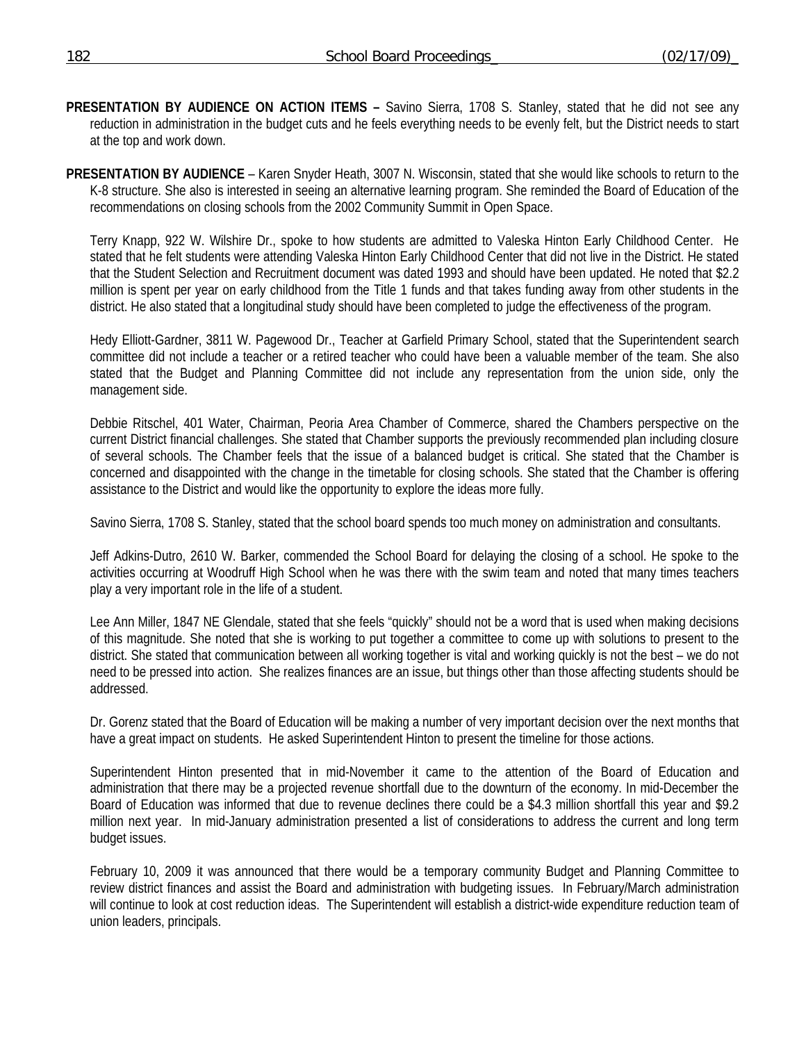**PRESENTATION BY AUDIENCE ON ACTION ITEMS –** Savino Sierra, 1708 S. Stanley, stated that he did not see any reduction in administration in the budget cuts and he feels everything needs to be evenly felt, but the District needs to start at the top and work down.

**PRESENTATION BY AUDIENCE** – Karen Snyder Heath, 3007 N. Wisconsin, stated that she would like schools to return to the K-8 structure. She also is interested in seeing an alternative learning program. She reminded the Board of Education of the recommendations on closing schools from the 2002 Community Summit in Open Space.

Terry Knapp, 922 W. Wilshire Dr., spoke to how students are admitted to Valeska Hinton Early Childhood Center. He stated that he felt students were attending Valeska Hinton Early Childhood Center that did not live in the District. He stated that the Student Selection and Recruitment document was dated 1993 and should have been updated. He noted that $2.2 million is spent per year on early childhood from the Title 1 funds and that takes funding away from other students in the district. He also stated that a longitudinal study should have been completed to judge the effectiveness of the program.

Hedy Elliott-Gardner, 3811 W. Pagewood Dr., Teacher at Garfield Primary School, stated that the Superintendent search committee did not include a teacher or a retired teacher who could have been a valuable member of the team. She also stated that the Budget and Planning Committee did not include any representation from the union side, only the management side.

Debbie Ritschel, 401 Water, Chairman, Peoria Area Chamber of Commerce, shared the Chambers perspective on the current District financial challenges. She stated that Chamber supports the previously recommended plan including closure of several schools. The Chamber feels that the issue of a balanced budget is critical. She stated that the Chamber is concerned and disappointed with the change in the timetable for closing schools. She stated that the Chamber is offering assistance to the District and would like the opportunity to explore the ideas more fully.

Savino Sierra, 1708 S. Stanley, stated that the school board spends too much money on administration and consultants.

Jeff Adkins-Dutro, 2610 W. Barker, commended the School Board for delaying the closing of a school. He spoke to the activities occurring at Woodruff High School when he was there with the swim team and noted that many times teachers play a very important role in the life of a student.

Lee Ann Miller, 1847 NE Glendale, stated that she feels "quickly" should not be a word that is used when making decisions of this magnitude. She noted that she is working to put together a committee to come up with solutions to present to the district. She stated that communication between all working together is vital and working quickly is not the best – we do not need to be pressed into action. She realizes finances are an issue, but things other than those affecting students should be addressed.

Dr. Gorenz stated that the Board of Education will be making a number of very important decision over the next months that have a great impact on students. He asked Superintendent Hinton to present the timeline for those actions.

Superintendent Hinton presented that in mid-November it came to the attention of the Board of Education and administration that there may be a projected revenue shortfall due to the downturn of the economy. In mid-December the Board of Education was informed that due to revenue declines there could be a $4.3 million shortfall this year and $9.2 million next year. In mid-January administration presented a list of considerations to address the current and long term budget issues.

February 10, 2009 it was announced that there would be a temporary community Budget and Planning Committee to review district finances and assist the Board and administration with budgeting issues. In February/March administration will continue to look at cost reduction ideas. The Superintendent will establish a district-wide expenditure reduction team of union leaders, principals.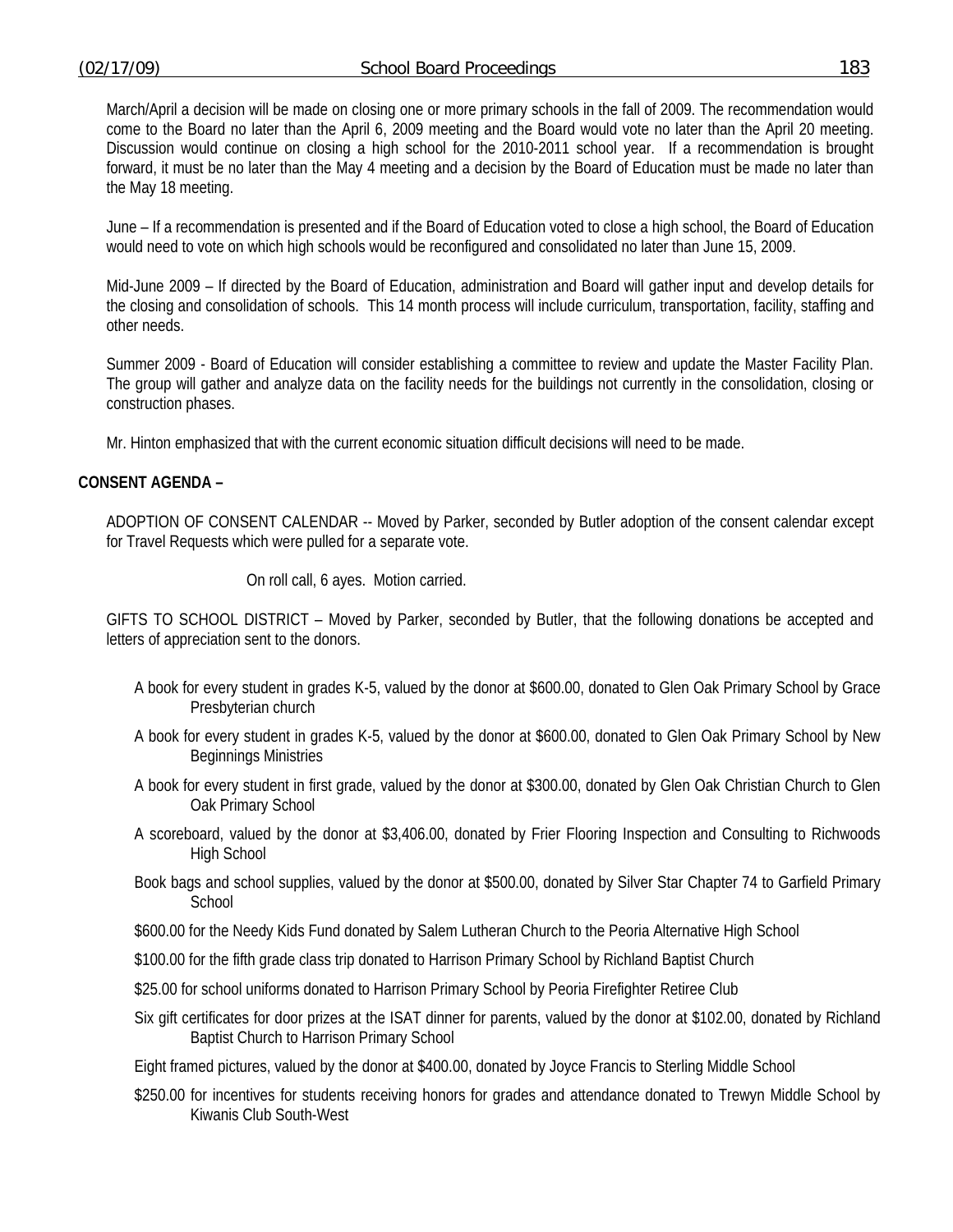March/April a decision will be made on closing one or more primary schools in the fall of 2009. The recommendation would come to the Board no later than the April 6, 2009 meeting and the Board would vote no later than the April 20 meeting. Discussion would continue on closing a high school for the 2010-2011 school year. If a recommendation is brought forward, it must be no later than the May 4 meeting and a decision by the Board of Education must be made no later than the May 18 meeting.

June – If a recommendation is presented and if the Board of Education voted to close a high school, the Board of Education would need to vote on which high schools would be reconfigured and consolidated no later than June 15, 2009.

Mid-June 2009 – If directed by the Board of Education, administration and Board will gather input and develop details for the closing and consolidation of schools. This 14 month process will include curriculum, transportation, facility, staffing and other needs.

Summer 2009 - Board of Education will consider establishing a committee to review and update the Master Facility Plan. The group will gather and analyze data on the facility needs for the buildings not currently in the consolidation, closing or construction phases.

Mr. Hinton emphasized that with the current economic situation difficult decisions will need to be made.

**CONSENT AGENDA –**

ADOPTION OF CONSENT CALENDAR -- Moved by Parker, seconded by Butler adoption of the consent calendar except for Travel Requests which were pulled for a separate vote.

On roll call, 6 ayes. Motion carried.

GIFTS TO SCHOOL DISTRICT – Moved by Parker, seconded by Butler, that the following donations be accepted and letters of appreciation sent to the donors.

A book for every student in grades K-5, valued by the donor at $600.00, donated to Glen Oak Primary School by Grace Presbyterian church

A book for every student in grades K-5, valued by the donor at $600.00, donated to Glen Oak Primary School by New Beginnings Ministries

A book for every student in first grade, valued by the donor at $300.00, donated by Glen Oak Christian Church to Glen Oak Primary School

A scoreboard, valued by the donor at $3,406.00, donated by Frier Flooring Inspection and Consulting to Richwoods High School

Book bags and school supplies, valued by the donor at $500.00, donated by Silver Star Chapter 74 to Garfield Primary School

$600.00 for the Needy Kids Fund donated by Salem Lutheran Church to the Peoria Alternative High School

$100.00 for the fifth grade class trip donated to Harrison Primary School by Richland Baptist Church

$25.00 for school uniforms donated to Harrison Primary School by Peoria Firefighter Retiree Club

Six gift certificates for door prizes at the ISAT dinner for parents, valued by the donor at $102.00, donated by Richland Baptist Church to Harrison Primary School

Eight framed pictures, valued by the donor at $400.00, donated by Joyce Francis to Sterling Middle School

$250.00 for incentives for students receiving honors for grades and attendance donated to Trewyn Middle School by Kiwanis Club South-West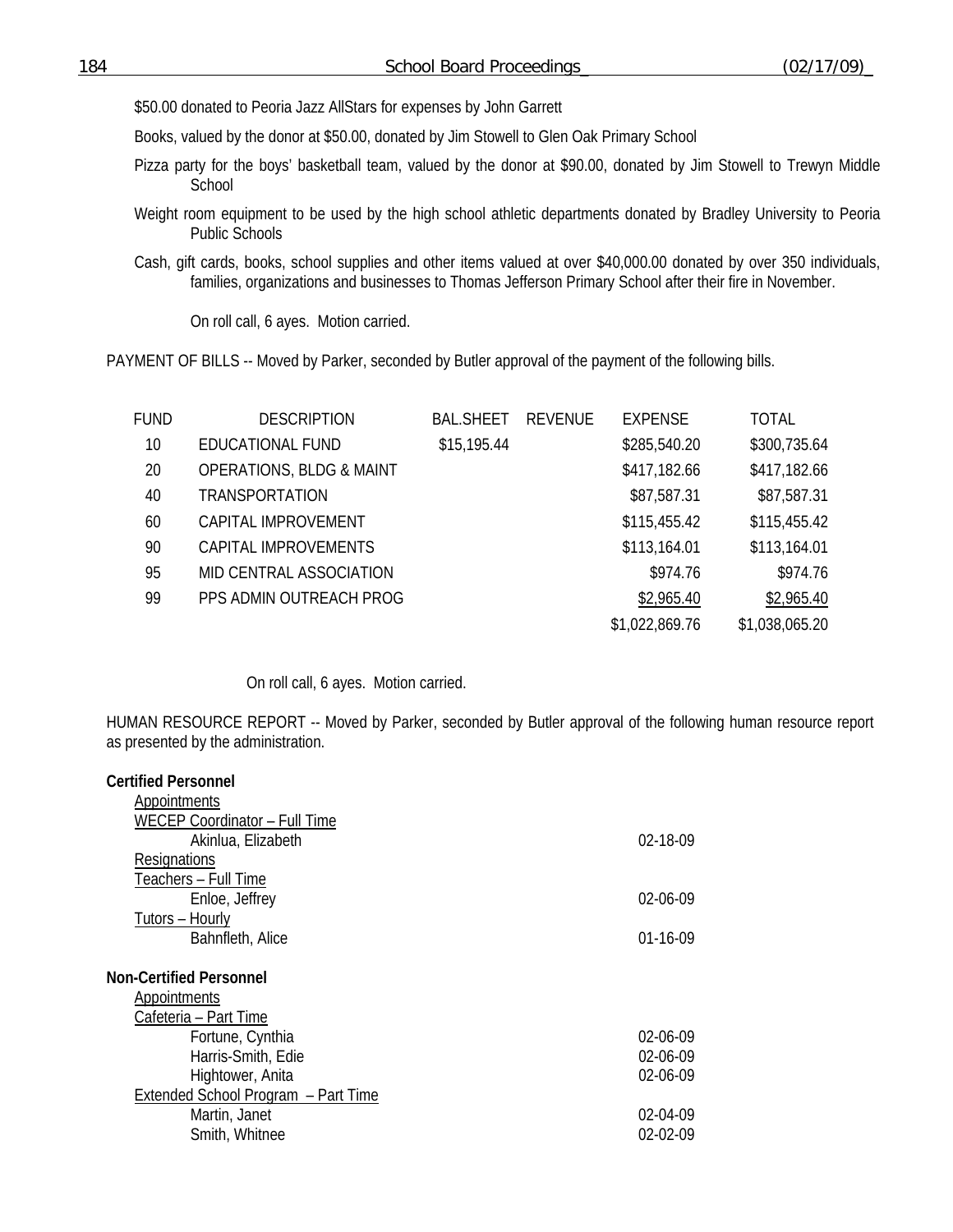$50.00 donated to Peoria Jazz AllStars for expenses by John Garrett

Books, valued by the donor at $50.00, donated by Jim Stowell to Glen Oak Primary School

Pizza party for the boys' basketball team, valued by the donor at $90.00, donated by Jim Stowell to Trewyn Middle School

Weight room equipment to be used by the high school athletic departments donated by Bradley University to Peoria Public Schools

Cash, gift cards, books, school supplies and other items valued at over $40,000.00 donated by over 350 individuals, families, organizations and businesses to Thomas Jefferson Primary School after their fire in November.

On roll call, 6 ayes. Motion carried.

PAYMENT OF BILLS -- Moved by Parker, seconded by Butler approval of the payment of the following bills.

| FUND | DESCRIPTION | BAL.SHEET | REVENUE | EXPENSE | TOTAL |
|---|---|---|---|---|---|
| 10 | EDUCATIONAL FUND | $15,195.44 | | $285,540.20 | $300,735.64 |
| 20 | OPERATIONS, BLDG & MAINT | | | $417,182.66 | $417,182.66 |
| 40 | TRANSPORTATION | | | $87,587.31 | $87,587.31 |
| 60 | CAPITAL IMPROVEMENT | | | $115,455.42 | $115,455.42 |
| 90 | CAPITAL IMPROVEMENTS | | | $113,164.01 | $113,164.01 |
| 95 | MID CENTRAL ASSOCIATION | | | $974.76 | $974.76 |
| 99 | PPS ADMIN OUTREACH PROG | | | $2,965.40 | $2,965.40 |
| | | | | $1,022,869.76 | $1,038,065.20 |

On roll call, 6 ayes. Motion carried.

HUMAN RESOURCE REPORT -- Moved by Parker, seconded by Butler approval of the following human resource report as presented by the administration.

**Certified Personnel**

Appointments

WECEP Coordinator – Full Time

| | |
|---|---|
| Akinlua, Elizabeth | 02-18-09 |

Resignations

Teachers – Full Time

| | |
|---|---|
| Enloe, Jeffrey | 02-06-09 |

Tutors – Hourly

| | |
|---|---|
| Bahnfleth, Alice | 01-16-09 |

**Non-Certified Personnel**

Appointments

Cafeteria – Part Time

| | |
|---|---|
| Fortune, Cynthia | 02-06-09 |
| Harris-Smith, Edie | 02-06-09 |
| Hightower, Anita | 02-06-09 |

Extended School Program – Part Time

| | |
|---|---|
| Martin, Janet | 02-04-09 |
| Smith, Whitnee | 02-02-09 |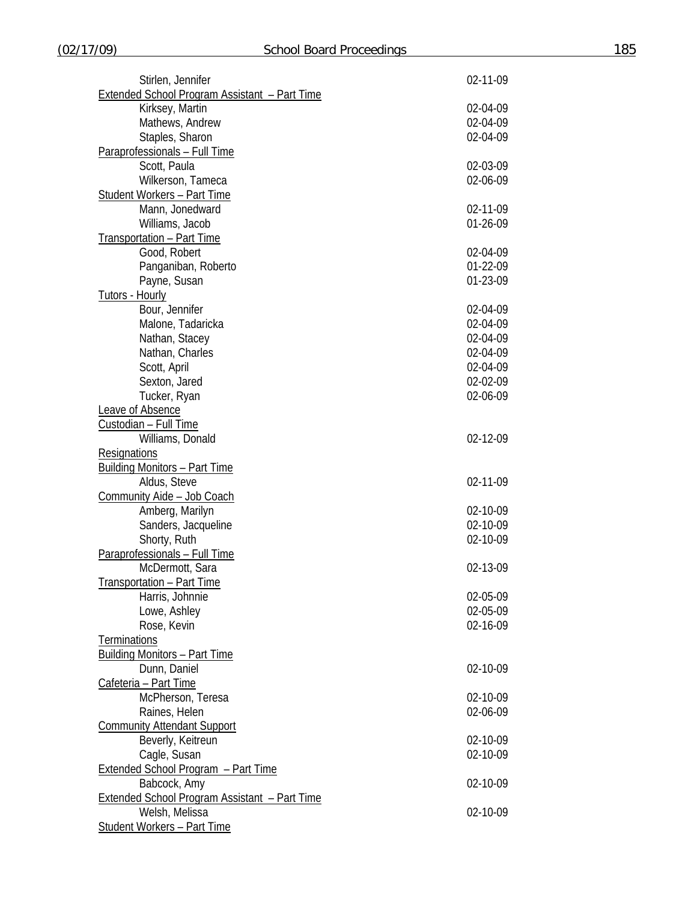| | |
|---|---|
| Stirlen, Jennifer | 02-11-09 |
| Extended School Program Assistant – Part Time | |
| Kirksey, Martin | 02-04-09 |
| Mathews, Andrew | 02-04-09 |
| Staples, Sharon | 02-04-09 |
| Paraprofessionals – Full Time | |
| Scott, Paula | 02-03-09 |
| Wilkerson, Tameca | 02-06-09 |
| Student Workers – Part Time | |
| Mann, Jonedward | 02-11-09 |
| Williams, Jacob | 01-26-09 |
| Transportation – Part Time | |
| Good, Robert | 02-04-09 |
| Panganiban, Roberto | 01-22-09 |
| Payne, Susan | 01-23-09 |
| Tutors - Hourly | |
| Bour, Jennifer | 02-04-09 |
| Malone, Tadaricka | 02-04-09 |
| Nathan, Stacey | 02-04-09 |
| Nathan, Charles | 02-04-09 |
| Scott, April | 02-04-09 |
| Sexton, Jared | 02-02-09 |
| Tucker, Ryan | 02-06-09 |
| Leave of Absence | |
| Custodian – Full Time | |
| Williams, Donald | 02-12-09 |
| Resignations | |
| Building Monitors – Part Time | |
| Aldus, Steve | 02-11-09 |
| Community Aide – Job Coach | |
| Amberg, Marilyn | 02-10-09 |
| Sanders, Jacqueline | 02-10-09 |
| Shorty, Ruth | 02-10-09 |
| Paraprofessionals – Full Time | |
| McDermott, Sara | 02-13-09 |
| Transportation – Part Time | |
| Harris, Johnnie | 02-05-09 |
| Lowe, Ashley | 02-05-09 |
| Rose, Kevin | 02-16-09 |
| Terminations | |
| Building Monitors – Part Time | |
| Dunn, Daniel | 02-10-09 |
| Cafeteria – Part Time | |
| McPherson, Teresa | 02-10-09 |
| Raines, Helen | 02-06-09 |
| Community Attendant Support | |
| Beverly, Keitreun | 02-10-09 |
| Cagle, Susan | 02-10-09 |
| Extended School Program – Part Time | |
| Babcock, Amy | 02-10-09 |
| Extended School Program Assistant – Part Time | |
| Welsh, Melissa | 02-10-09 |
| Student Workers – Part Time | |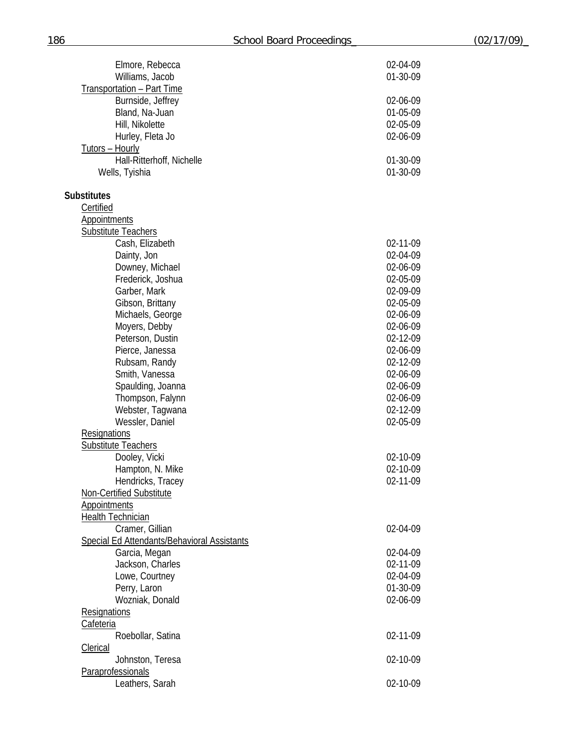| | |
|---|---|
| Elmore, Rebecca | 02-04-09 |
| Williams, Jacob | 01-30-09 |
| <u>Transportation – Part Time</u> | |
| Burnside, Jeffrey | 02-06-09 |
| Bland, Na-Juan | 01-05-09 |
| Hill, Nikolette | 02-05-09 |
| Hurley, Fleta Jo | 02-06-09 |
| <u>Tutors – Hourly</u> | |
| Hall-Ritterhoff, Nichelle | 01-30-09 |
| Wells, Tyishia | 01-30-09 |

**Substitutes**

<u>Certified</u>

<u>Appointments</u>

| | |
|---|---|
| <u>Substitute Teachers</u> | |
| Cash, Elizabeth | 02-11-09 |
| Dainty, Jon | 02-04-09 |
| Downey, Michael | 02-06-09 |
| Frederick, Joshua | 02-05-09 |
| Garber, Mark | 02-09-09 |
| Gibson, Brittany | 02-05-09 |
| Michaels, George | 02-06-09 |
| Moyers, Debby | 02-06-09 |
| Peterson, Dustin | 02-12-09 |
| Pierce, Janessa | 02-06-09 |
| Rubsam, Randy | 02-12-09 |
| Smith, Vanessa | 02-06-09 |
| Spaulding, Joanna | 02-06-09 |
| Thompson, Falynn | 02-06-09 |
| Webster, Tagwana | 02-12-09 |
| Wessler, Daniel | 02-05-09 |

<u>Resignations</u>

| | |
|---|---|
| <u>Substitute Teachers</u> | |
| Dooley, Vicki | 02-10-09 |
| Hampton, N. Mike | 02-10-09 |
| Hendricks, Tracey | 02-11-09 |

<u>Non-Certified Substitute</u>

<u>Appointments</u>

| | |
|---|---|
| <u>Health Technician</u> | |
| Cramer, Gillian | 02-04-09 |
| <u>Special Ed Attendants/Behavioral Assistants</u> | |
| Garcia, Megan | 02-04-09 |
| Jackson, Charles | 02-11-09 |
| Lowe, Courtney | 02-04-09 |
| Perry, Laron | 01-30-09 |
| Wozniak, Donald | 02-06-09 |

<u>Resignations</u>

| | |
|---|---|
| <u>Cafeteria</u> | |
| Roebollar, Satina | 02-11-09 |
| <u>Clerical</u> | |
| Johnston, Teresa | 02-10-09 |
| <u>Paraprofessionals</u> | |
| Leathers, Sarah | 02-10-09 |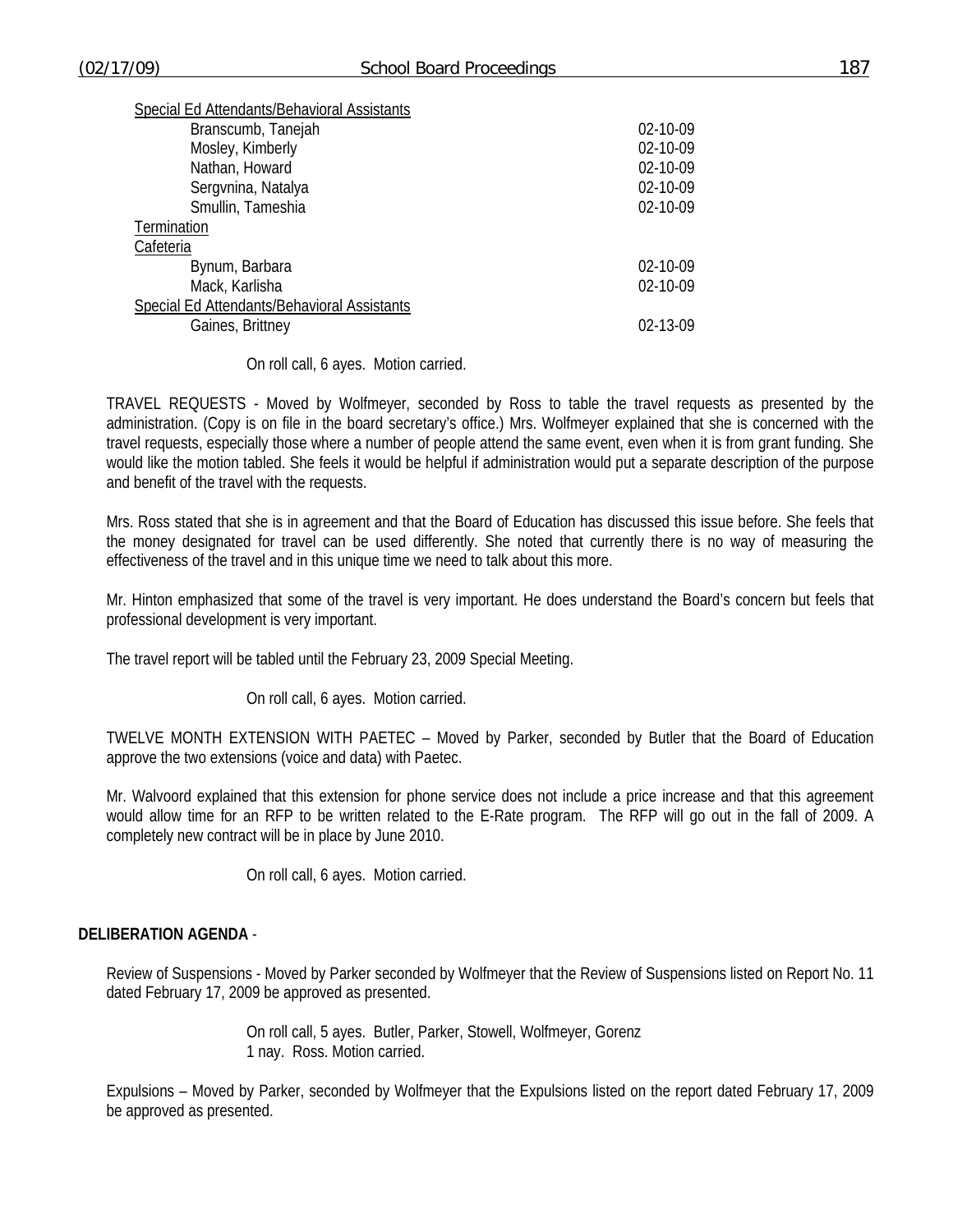Special Ed Attendants/Behavioral Assistants

| | |
|---|---|
| Branscumb, Tanejah | 02-10-09 |
| Mosley, Kimberly | 02-10-09 |
| Nathan, Howard | 02-10-09 |
| Sergvnina, Natalya | 02-10-09 |
| Smullin, Tameshia | 02-10-09 |

Termination

Cafeteria

| | |
|---|---|
| Bynum, Barbara | 02-10-09 |
| Mack, Karlisha | 02-10-09 |

Special Ed Attendants/Behavioral Assistants

| | |
|---|---|
| Gaines, Brittney | 02-13-09 |

On roll call, 6 ayes. Motion carried.

TRAVEL REQUESTS - Moved by Wolfmeyer, seconded by Ross to table the travel requests as presented by the administration. (Copy is on file in the board secretary's office.) Mrs. Wolfmeyer explained that she is concerned with the travel requests, especially those where a number of people attend the same event, even when it is from grant funding. She would like the motion tabled. She feels it would be helpful if administration would put a separate description of the purpose and benefit of the travel with the requests.

Mrs. Ross stated that she is in agreement and that the Board of Education has discussed this issue before. She feels that the money designated for travel can be used differently. She noted that currently there is no way of measuring the effectiveness of the travel and in this unique time we need to talk about this more.

Mr. Hinton emphasized that some of the travel is very important. He does understand the Board's concern but feels that professional development is very important.

The travel report will be tabled until the February 23, 2009 Special Meeting.

On roll call, 6 ayes. Motion carried.

TWELVE MONTH EXTENSION WITH PAETEC – Moved by Parker, seconded by Butler that the Board of Education approve the two extensions (voice and data) with Paetec.

Mr. Walvoord explained that this extension for phone service does not include a price increase and that this agreement would allow time for an RFP to be written related to the E-Rate program. The RFP will go out in the fall of 2009. A completely new contract will be in place by June 2010.

On roll call, 6 ayes. Motion carried.

**DELIBERATION AGENDA** -

Review of Suspensions - Moved by Parker seconded by Wolfmeyer that the Review of Suspensions listed on Report No. 11 dated February 17, 2009 be approved as presented.

On roll call, 5 ayes. Butler, Parker, Stowell, Wolfmeyer, Gorenz
1 nay. Ross. Motion carried.

Expulsions – Moved by Parker, seconded by Wolfmeyer that the Expulsions listed on the report dated February 17, 2009 be approved as presented.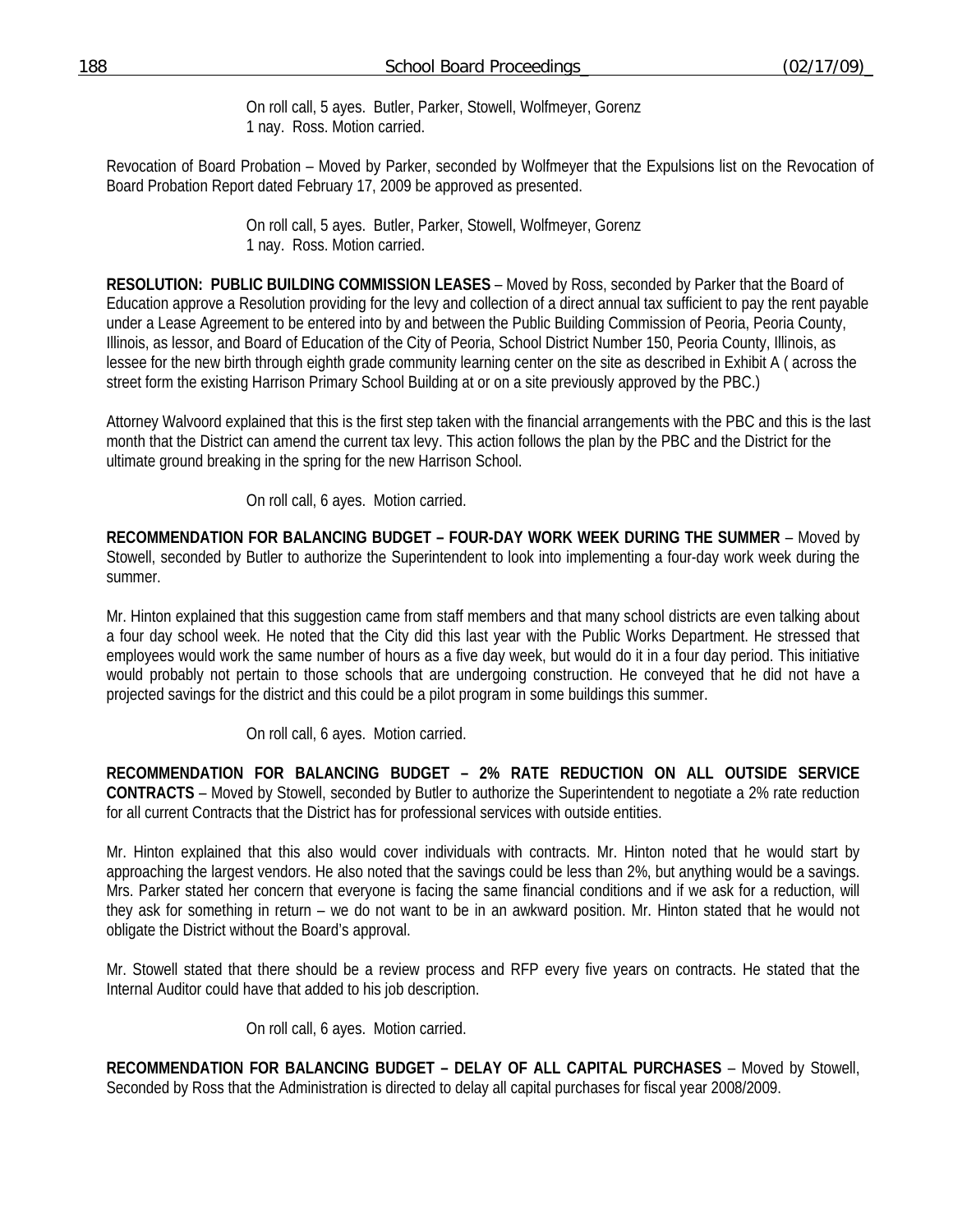On roll call, 5 ayes. Butler, Parker, Stowell, Wolfmeyer, Gorenz
1 nay. Ross. Motion carried.

Revocation of Board Probation – Moved by Parker, seconded by Wolfmeyer that the Expulsions list on the Revocation of Board Probation Report dated February 17, 2009 be approved as presented.

On roll call, 5 ayes. Butler, Parker, Stowell, Wolfmeyer, Gorenz
1 nay. Ross. Motion carried.

**RESOLUTION: PUBLIC BUILDING COMMISSION LEASES** – Moved by Ross, seconded by Parker that the Board of Education approve a Resolution providing for the levy and collection of a direct annual tax sufficient to pay the rent payable under a Lease Agreement to be entered into by and between the Public Building Commission of Peoria, Peoria County, Illinois, as lessor, and Board of Education of the City of Peoria, School District Number 150, Peoria County, Illinois, as lessee for the new birth through eighth grade community learning center on the site as described in Exhibit A ( across the street form the existing Harrison Primary School Building at or on a site previously approved by the PBC.)

Attorney Walvoord explained that this is the first step taken with the financial arrangements with the PBC and this is the last month that the District can amend the current tax levy. This action follows the plan by the PBC and the District for the ultimate ground breaking in the spring for the new Harrison School.

On roll call, 6 ayes. Motion carried.

**RECOMMENDATION FOR BALANCING BUDGET – FOUR-DAY WORK WEEK DURING THE SUMMER** – Moved by Stowell, seconded by Butler to authorize the Superintendent to look into implementing a four-day work week during the summer.

Mr. Hinton explained that this suggestion came from staff members and that many school districts are even talking about a four day school week. He noted that the City did this last year with the Public Works Department. He stressed that employees would work the same number of hours as a five day week, but would do it in a four day period. This initiative would probably not pertain to those schools that are undergoing construction. He conveyed that he did not have a projected savings for the district and this could be a pilot program in some buildings this summer.

On roll call, 6 ayes. Motion carried.

**RECOMMENDATION FOR BALANCING BUDGET – 2% RATE REDUCTION ON ALL OUTSIDE SERVICE CONTRACTS** – Moved by Stowell, seconded by Butler to authorize the Superintendent to negotiate a 2% rate reduction for all current Contracts that the District has for professional services with outside entities.

Mr. Hinton explained that this also would cover individuals with contracts. Mr. Hinton noted that he would start by approaching the largest vendors. He also noted that the savings could be less than 2%, but anything would be a savings. Mrs. Parker stated her concern that everyone is facing the same financial conditions and if we ask for a reduction, will they ask for something in return – we do not want to be in an awkward position. Mr. Hinton stated that he would not obligate the District without the Board's approval.

Mr. Stowell stated that there should be a review process and RFP every five years on contracts. He stated that the Internal Auditor could have that added to his job description.

On roll call, 6 ayes. Motion carried.

**RECOMMENDATION FOR BALANCING BUDGET – DELAY OF ALL CAPITAL PURCHASES** – Moved by Stowell, Seconded by Ross that the Administration is directed to delay all capital purchases for fiscal year 2008/2009.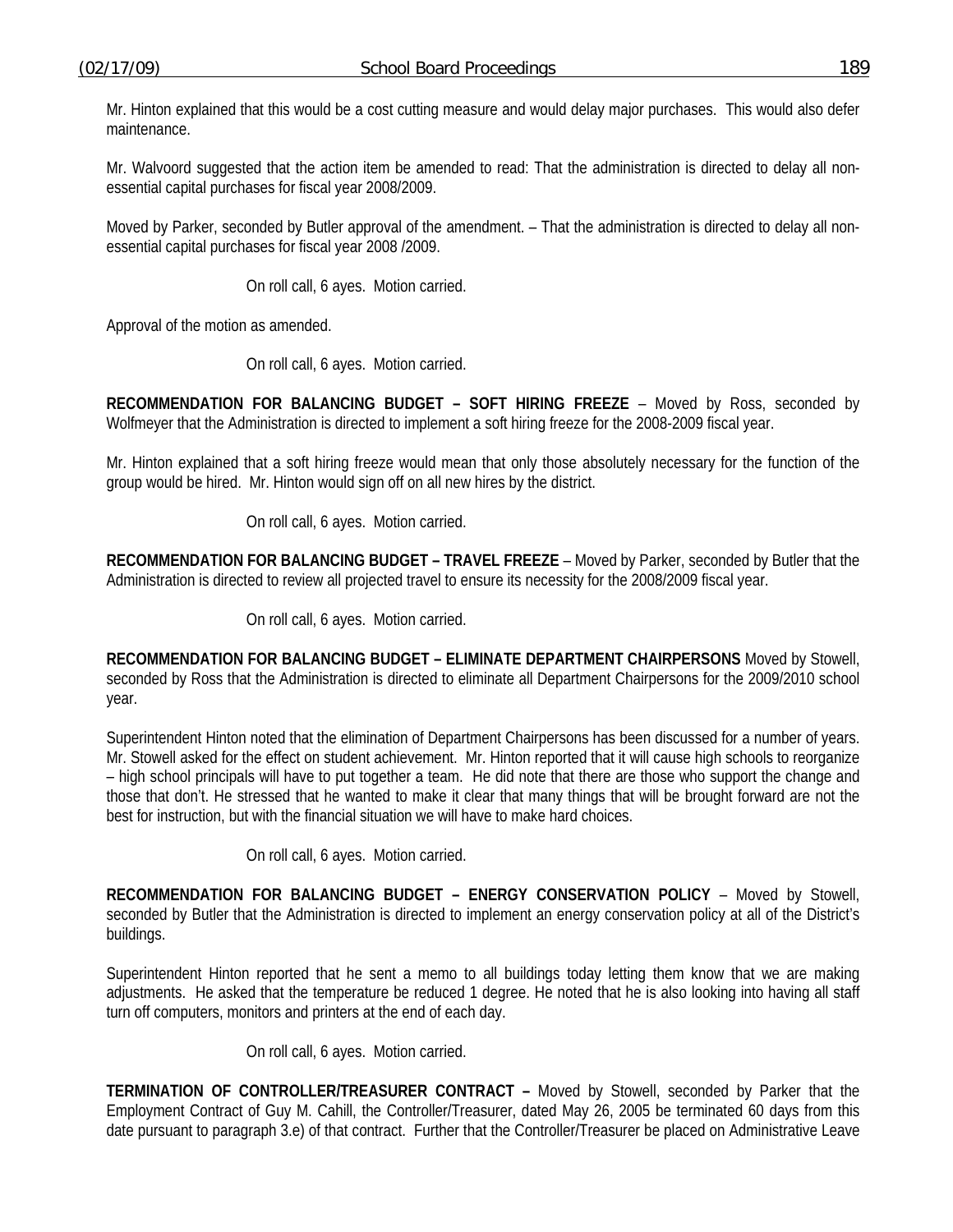Mr. Hinton explained that this would be a cost cutting measure and would delay major purchases. This would also defer maintenance.

Mr. Walvoord suggested that the action item be amended to read: That the administration is directed to delay all non-essential capital purchases for fiscal year 2008/2009.

Moved by Parker, seconded by Butler approval of the amendment. – That the administration is directed to delay all non-essential capital purchases for fiscal year 2008 /2009.

On roll call, 6 ayes. Motion carried.

Approval of the motion as amended.

On roll call, 6 ayes. Motion carried.

**RECOMMENDATION FOR BALANCING BUDGET – SOFT HIRING FREEZE** – Moved by Ross, seconded by Wolfmeyer that the Administration is directed to implement a soft hiring freeze for the 2008-2009 fiscal year.

Mr. Hinton explained that a soft hiring freeze would mean that only those absolutely necessary for the function of the group would be hired. Mr. Hinton would sign off on all new hires by the district.

On roll call, 6 ayes. Motion carried.

**RECOMMENDATION FOR BALANCING BUDGET – TRAVEL FREEZE** – Moved by Parker, seconded by Butler that the Administration is directed to review all projected travel to ensure its necessity for the 2008/2009 fiscal year.

On roll call, 6 ayes. Motion carried.

**RECOMMENDATION FOR BALANCING BUDGET – ELIMINATE DEPARTMENT CHAIRPERSONS** Moved by Stowell, seconded by Ross that the Administration is directed to eliminate all Department Chairpersons for the 2009/2010 school year.

Superintendent Hinton noted that the elimination of Department Chairpersons has been discussed for a number of years. Mr. Stowell asked for the effect on student achievement. Mr. Hinton reported that it will cause high schools to reorganize – high school principals will have to put together a team. He did note that there are those who support the change and those that don't. He stressed that he wanted to make it clear that many things that will be brought forward are not the best for instruction, but with the financial situation we will have to make hard choices.

On roll call, 6 ayes. Motion carried.

**RECOMMENDATION FOR BALANCING BUDGET – ENERGY CONSERVATION POLICY** – Moved by Stowell, seconded by Butler that the Administration is directed to implement an energy conservation policy at all of the District's buildings.

Superintendent Hinton reported that he sent a memo to all buildings today letting them know that we are making adjustments. He asked that the temperature be reduced 1 degree. He noted that he is also looking into having all staff turn off computers, monitors and printers at the end of each day.

On roll call, 6 ayes. Motion carried.

**TERMINATION OF CONTROLLER/TREASURER CONTRACT –** Moved by Stowell, seconded by Parker that the Employment Contract of Guy M. Cahill, the Controller/Treasurer, dated May 26, 2005 be terminated 60 days from this date pursuant to paragraph 3.e) of that contract. Further that the Controller/Treasurer be placed on Administrative Leave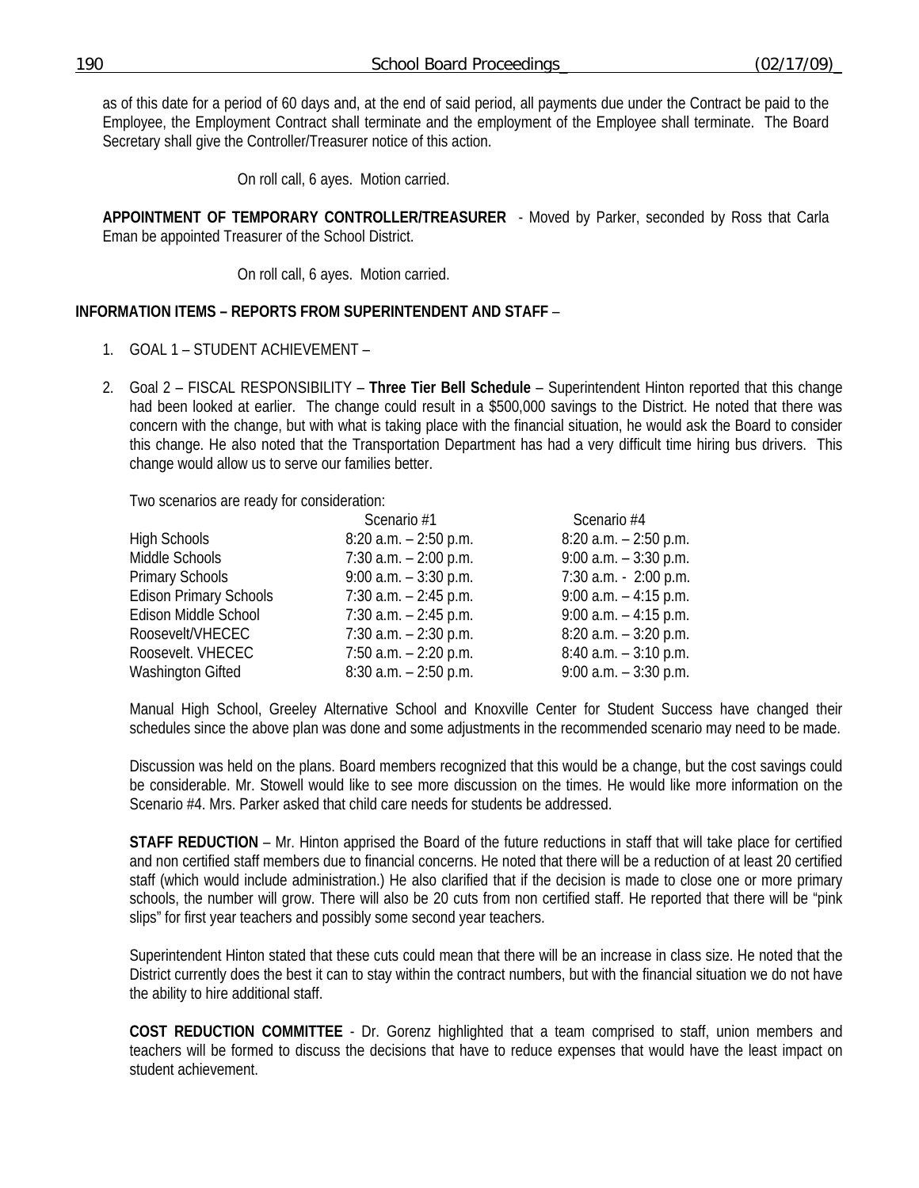as of this date for a period of 60 days and, at the end of said period, all payments due under the Contract be paid to the Employee, the Employment Contract shall terminate and the employment of the Employee shall terminate. The Board Secretary shall give the Controller/Treasurer notice of this action.

On roll call, 6 ayes. Motion carried.

**APPOINTMENT OF TEMPORARY CONTROLLER/TREASURER** - Moved by Parker, seconded by Ross that Carla Eman be appointed Treasurer of the School District.

On roll call, 6 ayes. Motion carried.

**INFORMATION ITEMS – REPORTS FROM SUPERINTENDENT AND STAFF** –

1. GOAL 1 – STUDENT ACHIEVEMENT –

2. Goal 2 – FISCAL RESPONSIBILITY – **Three Tier Bell Schedule** – Superintendent Hinton reported that this change had been looked at earlier. The change could result in a $500,000 savings to the District. He noted that there was concern with the change, but with what is taking place with the financial situation, he would ask the Board to consider this change. He also noted that the Transportation Department has had a very difficult time hiring bus drivers. This change would allow us to serve our families better.

   Two scenarios are ready for consideration:

   | | Scenario #1 | Scenario #4 |
   |---|---|---|
   | High Schools | 8:20 a.m. – 2:50 p.m. | 8:20 a.m. – 2:50 p.m. |
   | Middle Schools | 7:30 a.m. – 2:00 p.m. | 9:00 a.m. – 3:30 p.m. |
   | Primary Schools | 9:00 a.m. – 3:30 p.m. | 7:30 a.m. - 2:00 p.m. |
   | Edison Primary Schools | 7:30 a.m. – 2:45 p.m. | 9:00 a.m. – 4:15 p.m. |
   | Edison Middle School | 7:30 a.m. – 2:45 p.m. | 9:00 a.m. – 4:15 p.m. |
   | Roosevelt/VHECEC | 7:30 a.m. – 2:30 p.m. | 8:20 a.m. – 3:20 p.m. |
   | Roosevelt. VHECEC | 7:50 a.m. – 2:20 p.m. | 8:40 a.m. – 3:10 p.m. |
   | Washington Gifted | 8:30 a.m. – 2:50 p.m. | 9:00 a.m. – 3:30 p.m. |

   Manual High School, Greeley Alternative School and Knoxville Center for Student Success have changed their schedules since the above plan was done and some adjustments in the recommended scenario may need to be made.

   Discussion was held on the plans. Board members recognized that this would be a change, but the cost savings could be considerable. Mr. Stowell would like to see more discussion on the times. He would like more information on the Scenario #4. Mrs. Parker asked that child care needs for students be addressed.

   **STAFF REDUCTION** – Mr. Hinton apprised the Board of the future reductions in staff that will take place for certified and non certified staff members due to financial concerns. He noted that there will be a reduction of at least 20 certified staff (which would include administration.) He also clarified that if the decision is made to close one or more primary schools, the number will grow. There will also be 20 cuts from non certified staff. He reported that there will be "pink slips" for first year teachers and possibly some second year teachers.

   Superintendent Hinton stated that these cuts could mean that there will be an increase in class size. He noted that the District currently does the best it can to stay within the contract numbers, but with the financial situation we do not have the ability to hire additional staff.

   **COST REDUCTION COMMITTEE** - Dr. Gorenz highlighted that a team comprised to staff, union members and teachers will be formed to discuss the decisions that have to reduce expenses that would have the least impact on student achievement.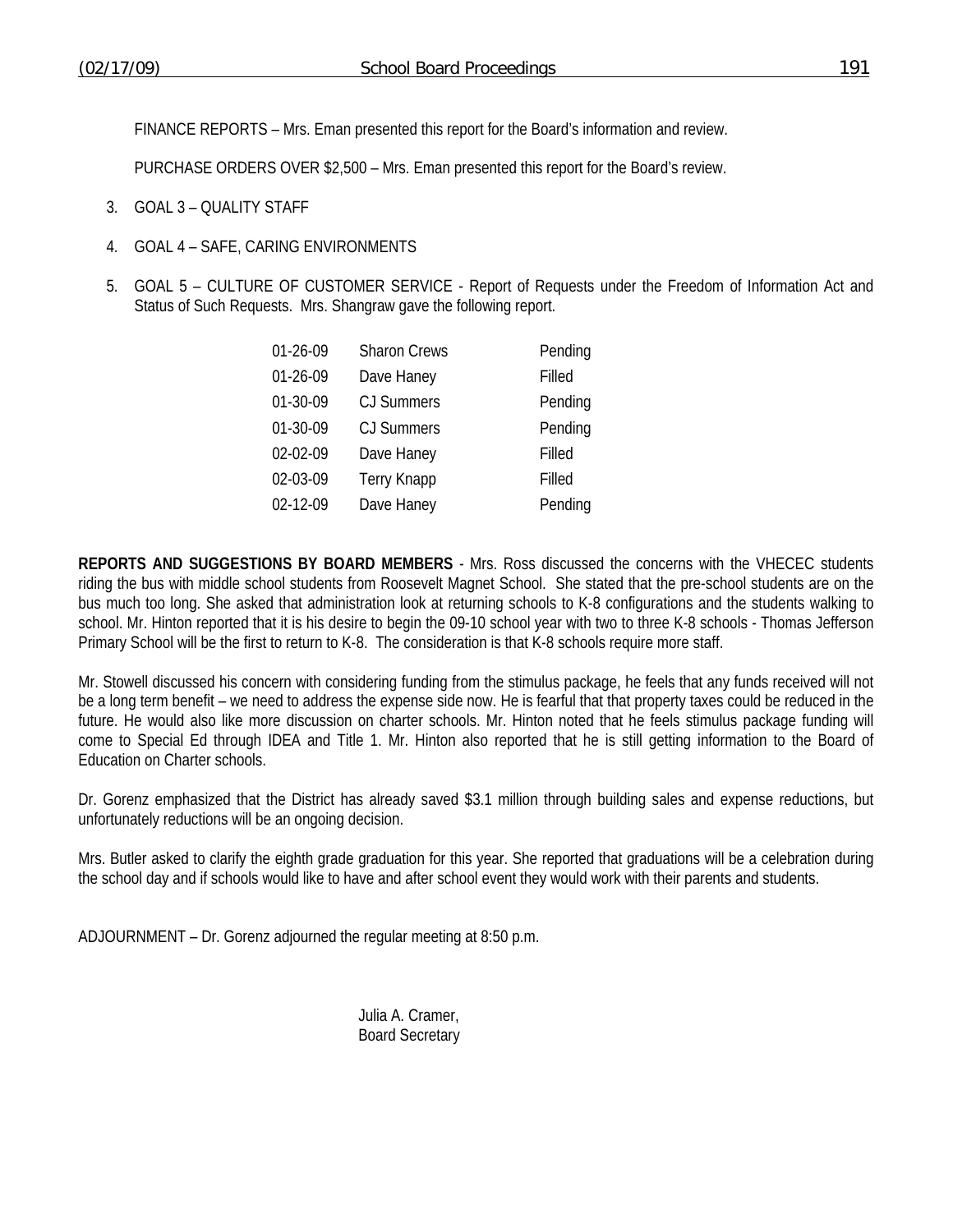FINANCE REPORTS – Mrs. Eman presented this report for the Board's information and review.

PURCHASE ORDERS OVER $2,500 – Mrs. Eman presented this report for the Board's review.

3. GOAL 3 – QUALITY STAFF

4. GOAL 4 – SAFE, CARING ENVIRONMENTS

5. GOAL 5 – CULTURE OF CUSTOMER SERVICE - Report of Requests under the Freedom of Information Act and Status of Such Requests. Mrs. Shangraw gave the following report.

| | | |
|---|---|---|
| 01-26-09 | Sharon Crews | Pending |
| 01-26-09 | Dave Haney | Filled |
| 01-30-09 | CJ Summers | Pending |
| 01-30-09 | CJ Summers | Pending |
| 02-02-09 | Dave Haney | Filled |
| 02-03-09 | Terry Knapp | Filled |
| 02-12-09 | Dave Haney | Pending |

**REPORTS AND SUGGESTIONS BY BOARD MEMBERS** - Mrs. Ross discussed the concerns with the VHECEC students riding the bus with middle school students from Roosevelt Magnet School. She stated that the pre-school students are on the bus much too long. She asked that administration look at returning schools to K-8 configurations and the students walking to school. Mr. Hinton reported that it is his desire to begin the 09-10 school year with two to three K-8 schools - Thomas Jefferson Primary School will be the first to return to K-8. The consideration is that K-8 schools require more staff.

Mr. Stowell discussed his concern with considering funding from the stimulus package, he feels that any funds received will not be a long term benefit – we need to address the expense side now. He is fearful that that property taxes could be reduced in the future. He would also like more discussion on charter schools. Mr. Hinton noted that he feels stimulus package funding will come to Special Ed through IDEA and Title 1. Mr. Hinton also reported that he is still getting information to the Board of Education on Charter schools.

Dr. Gorenz emphasized that the District has already saved $3.1 million through building sales and expense reductions, but unfortunately reductions will be an ongoing decision.

Mrs. Butler asked to clarify the eighth grade graduation for this year. She reported that graduations will be a celebration during the school day and if schools would like to have and after school event they would work with their parents and students.

ADJOURNMENT – Dr. Gorenz adjourned the regular meeting at 8:50 p.m.

Julia A. Cramer,
Board Secretary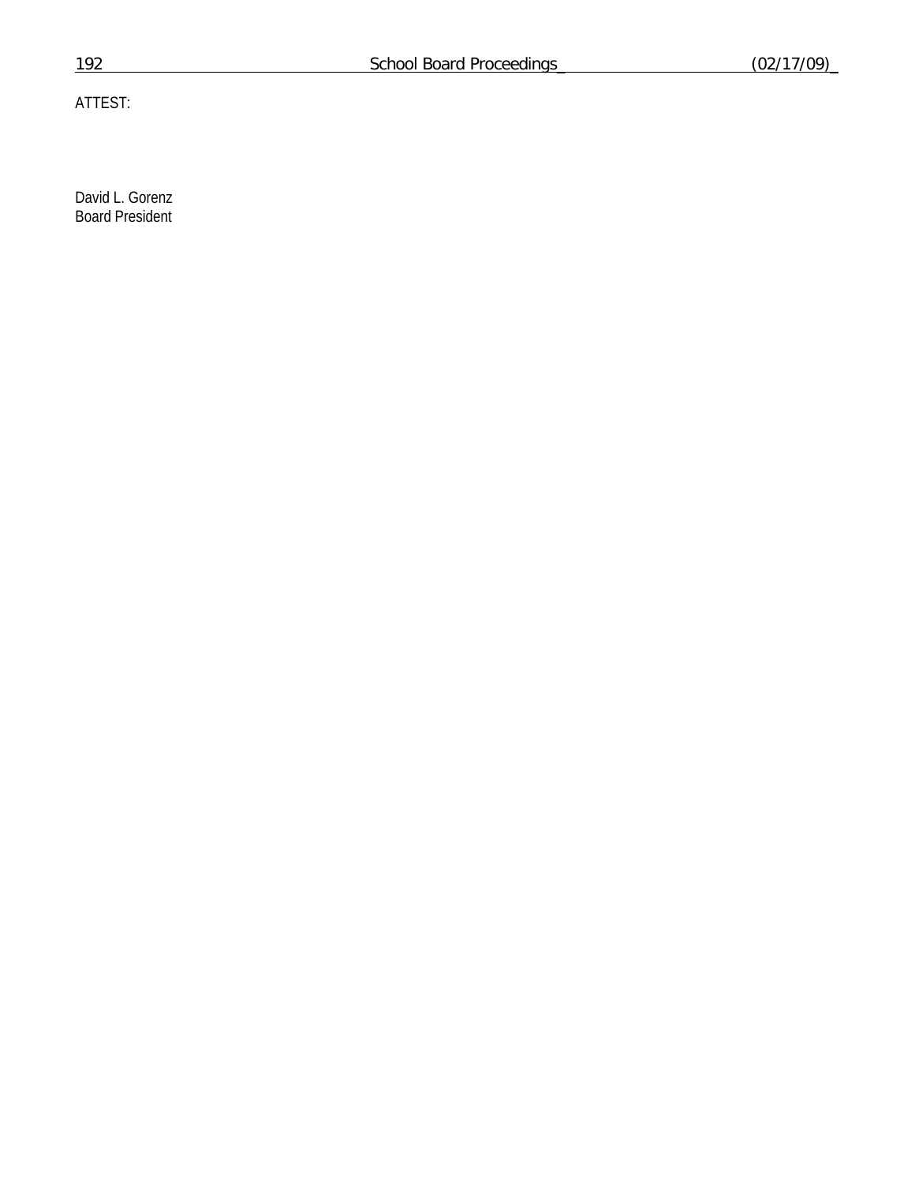ATTEST:

David L. Gorenz
Board President